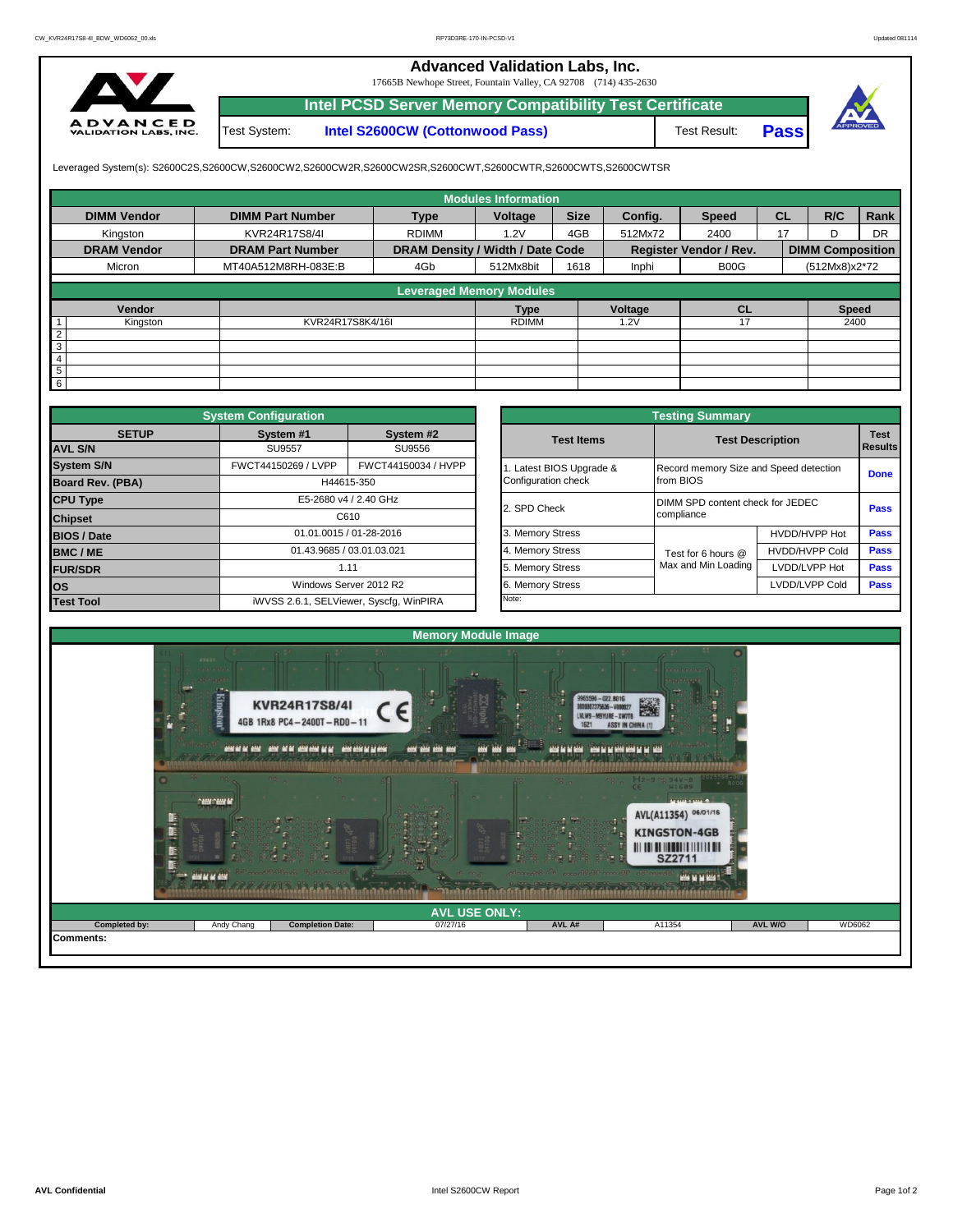# Advanced Validation Labs, Inc.

17665B Newhope Street, Fountain Valley, CA 92708 (714) 435-2630

## Intel PCSD Server Memory Compatibility Test Certificate

| Test System: | Intel S2600CW (Cottonwood Pass) | Test Result: | Pass |
|---|---|---|---|

Leveraged System(s): S2600C2S,S2600CW,S2600CW2,S2600CW2R,S2600CW2SR,S2600CWT,S2600CWTR,S2600CWTS,S2600CWTSR

### Modules Information

| DIMM Vendor | DIMM Part Number | Type | Voltage | Size | Config. | Speed | CL | R/C | Rank |
|---|---|---|---|---|---|---|---|---|---|
| Kingston | KVR24R17S8/4I | RDIMM | 1.2V | 4GB | 512Mx72 | 2400 | 17 | D | DR |
| **DRAM Vendor** | **DRAM Part Number** | **DRAM Density / Width / Date Code** | | | **Register Vendor / Rev.** | | **DIMM Composition** | | |
| Micron | MT40A512M8RH-083E:B | 4Gb | 512Mx8bit | 1618 | Inphi | B00G | (512Mx8)x2*72 | | |

### Leveraged Memory Modules

| | Vendor | | Type | Voltage | CL | Speed |
|---|---|---|---|---|---|---|
| 1 | Kingston | KVR24R17S8K4/16I | RDIMM | 1.2V | 17 | 2400 |
| 2 | | | | | | |
| 3 | | | | | | |
| 4 | | | | | | |
| 5 | | | | | | |
| 6 | | | | | | |

### System Configuration

| SETUP | System #1 | System #2 |
|---|---|---|
| AVL S/N | SU9557 | SU9556 |
| System S/N | FWCT44150269 / LVPP | FWCT44150034 / HVPP |
| Board Rev. (PBA) | H44615-350 | |
| CPU Type | E5-2680 v4 / 2.40 GHz | |
| Chipset | C610 | |
| BIOS / Date | 01.01.0015 / 01-28-2016 | |
| BMC / ME | 01.43.9685 / 03.01.03.021 | |
| FUR/SDR | 1.11 | |
| OS | Windows Server 2012 R2 | |
| Test Tool | iWVSS 2.6.1, SELViewer, Syscfg, WinPIRA | |

### Testing Summary

| Test Items | Test Description | | Test Results |
|---|---|---|---|
| 1. Latest BIOS Upgrade & Configuration check | Record memory Size and Speed detection from BIOS | | Done |
| 2. SPD Check | DIMM SPD content check for JEDEC compliance | | Pass |
| 3. Memory Stress | Test for 6 hours @ Max and Min Loading | HVDD/HVPP Hot | Pass |
| 4. Memory Stress | | HVDD/HVPP Cold | Pass |
| 5. Memory Stress | | LVDD/LVPP Hot | Pass |
| 6. Memory Stress | | LVDD/LVPP Cold | Pass |
| Note: | | | |

### Memory Module Image

### AVL USE ONLY:

| Completed by: | Andy Chang | Completion Date: | 07/27/16 | AVL A# | A11354 | AVL W/O | WD6062 |
|---|---|---|---|---|---|---|---|

Comments: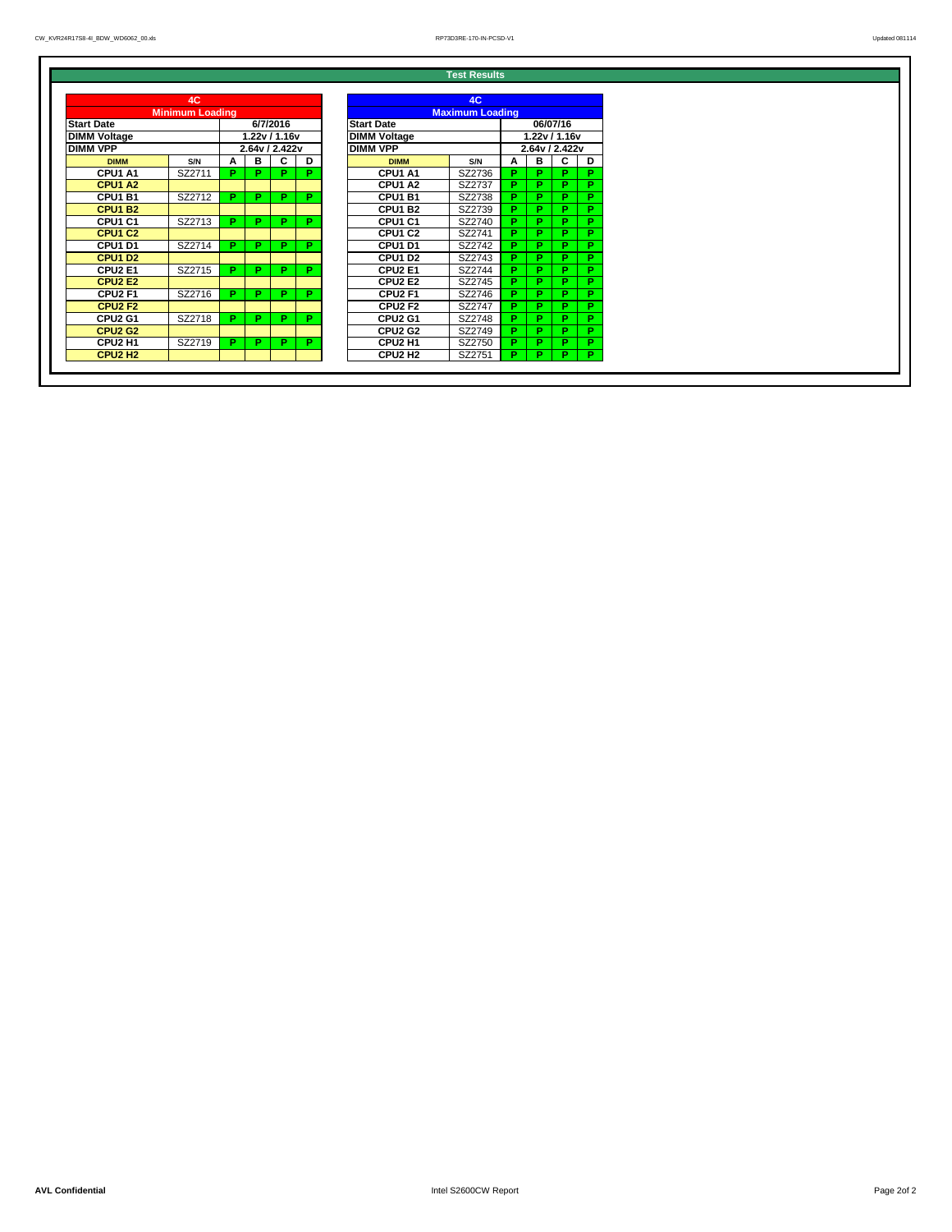## Test Results

| 4C Minimum Loading | | | | | |
|---|---|---|---|---|---|
| Start Date | | 6/7/2016 | | | |
| DIMM Voltage | | 1.22v / 1.16v | | | |
| DIMM VPP | | 2.64v / 2.422v | | | |
| DIMM | S/N | A | B | C | D |
| CPU1 A1 | SZ2711 | P | P | P | P |
| CPU1 A2 | | | | | |
| CPU1 B1 | SZ2712 | P | P | P | P |
| CPU1 B2 | | | | | |
| CPU1 C1 | SZ2713 | P | P | P | P |
| CPU1 C2 | | | | | |
| CPU1 D1 | SZ2714 | P | P | P | P |
| CPU1 D2 | | | | | |
| CPU2 E1 | SZ2715 | P | P | P | P |
| CPU2 E2 | | | | | |
| CPU2 F1 | SZ2716 | P | P | P | P |
| CPU2 F2 | | | | | |
| CPU2 G1 | SZ2718 | P | P | P | P |
| CPU2 G2 | | | | | |
| CPU2 H1 | SZ2719 | P | P | P | P |
| CPU2 H2 | | | | | |

| 4C Maximum Loading | | | | | |
|---|---|---|---|---|---|
| Start Date | | 06/07/16 | | | |
| DIMM Voltage | | 1.22v / 1.16v | | | |
| DIMM VPP | | 2.64v / 2.422v | | | |
| DIMM | S/N | A | B | C | D |
| CPU1 A1 | SZ2736 | P | P | P | P |
| CPU1 A2 | SZ2737 | P | P | P | P |
| CPU1 B1 | SZ2738 | P | P | P | P |
| CPU1 B2 | SZ2739 | P | P | P | P |
| CPU1 C1 | SZ2740 | P | P | P | P |
| CPU1 C2 | SZ2741 | P | P | P | P |
| CPU1 D1 | SZ2742 | P | P | P | P |
| CPU1 D2 | SZ2743 | P | P | P | P |
| CPU2 E1 | SZ2744 | P | P | P | P |
| CPU2 E2 | SZ2745 | P | P | P | P |
| CPU2 F1 | SZ2746 | P | P | P | P |
| CPU2 F2 | SZ2747 | P | P | P | P |
| CPU2 G1 | SZ2748 | P | P | P | P |
| CPU2 G2 | SZ2749 | P | P | P | P |
| CPU2 H1 | SZ2750 | P | P | P | P |
| CPU2 H2 | SZ2751 | P | P | P | P |